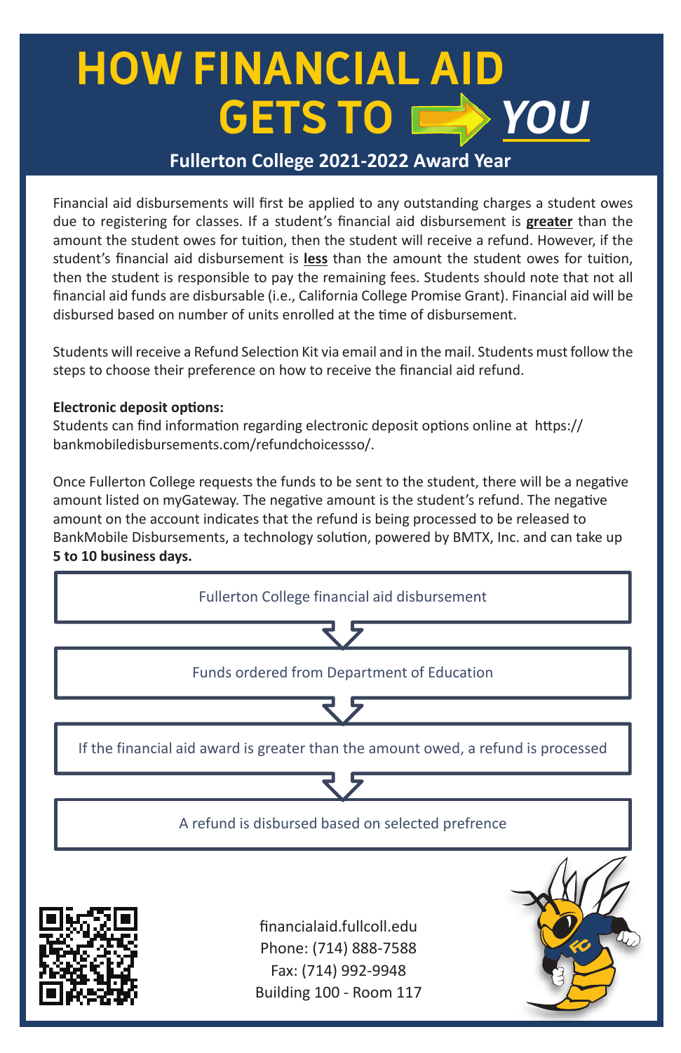# HOW FINANCIAL AID GETS TO *YOU*

## Fullerton College 2021-2022 Award Year

Financial aid disbursements will first be applied to any outstanding charges a student owes due to registering for classes. If a student's financial aid disbursement is **greater** than the amount the student owes for tuition, then the student will receive a refund. However, if the student's financial aid disbursement is **less** than the amount the student owes for tuition, then the student is responsible to pay the remaining fees. Students should note that not all financial aid funds are disbursable (i.e., California College Promise Grant). Financial aid will be disbursed based on number of units enrolled at the time of disbursement.

Students will receive a Refund Selection Kit via email and in the mail. Students must follow the steps to choose their preference on how to receive the financial aid refund.

**Electronic deposit options:**
Students can find information regarding electronic deposit options online at https://bankmobiledisbursements.com/refundchoicessso/.

Once Fullerton College requests the funds to be sent to the student, there will be a negative amount listed on myGateway. The negative amount is the student's refund. The negative amount on the account indicates that the refund is being processed to be released to BankMobile Disbursements, a technology solution, powered by BMTX, Inc. and can take up **5 to 10 business days.**

Fullerton College financial aid disbursement

↓

Funds ordered from Department of Education

↓

If the financial aid award is greater than the amount owed, a refund is processed

↓

A refund is disbursed based on selected prefrence

financialaid.fullcoll.edu
Phone: (714) 888-7588
Fax: (714) 992-9948
Building 100 - Room 117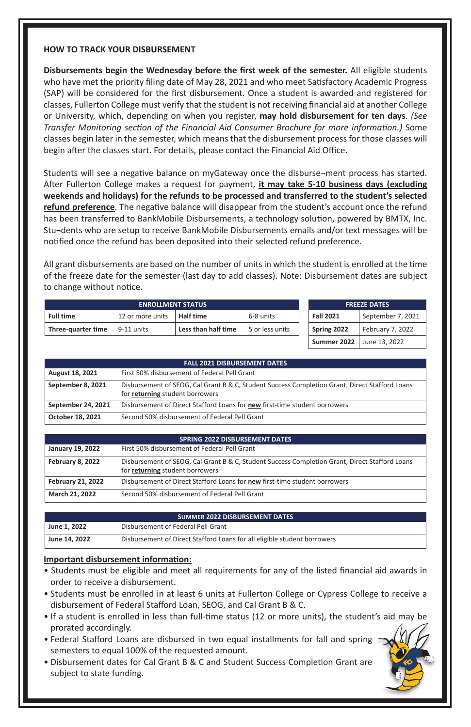## HOW TO TRACK YOUR DISBURSEMENT

**Disbursements begin the Wednesday before the first week of the semester.** All eligible students who have met the priority filing date of May 28, 2021 and who meet Satisfactory Academic Progress (SAP) will be considered for the first disbursement. Once a student is awarded and registered for classes, Fullerton College must verify that the student is not receiving financial aid at another College or University, which, depending on when you register, **may hold disbursement for ten days**. *(See Transfer Monitoring section of the Financial Aid Consumer Brochure for more information.)* Some classes begin later in the semester, which means that the disbursement process for those classes will begin after the classes start. For details, please contact the Financial Aid Office.

Students will see a negative balance on myGateway once the disburse¬ment process has started. After Fullerton College makes a request for payment, **it may take 5-10 business days (excluding weekends and holidays) for the refunds to be processed and transferred to the student's selected refund preference**. The negative balance will disappear from the student's account once the refund has been transferred to BankMobile Disbursements, a technology solution, powered by BMTX, Inc. Stu¬dents who are setup to receive BankMobile Disbursements emails and/or text messages will be notified once the refund has been deposited into their selected refund preference.

All grant disbursements are based on the number of units in which the student is enrolled at the time of the freeze date for the semester (last day to add classes). Note: Disbursement dates are subject to change without notice.

| ENROLLMENT STATUS | | | |
|---|---|---|---|
| **Full time** | 12 or more units | **Half time** | 6-8 units |
| **Three-quarter time** | 9-11 units | **Less than half time** | 5 or less units |

| FREEZE DATES | |
|---|---|
| **Fall 2021** | September 7, 2021 |
| **Spring 2022** | February 7, 2022 |
| **Summer 2022** | June 13, 2022 |

| FALL 2021 DISBURSEMENT DATES | |
|---|---|
| **August 18, 2021** | First 50% disbursement of Federal Pell Grant |
| **September 8, 2021** | Disbursement of SEOG, Cal Grant B & C, Student Success Completion Grant, Direct Stafford Loans for **returning** student borrowers |
| **September 24, 2021** | Disbursement of Direct Stafford Loans for **new** first-time student borrowers |
| **October 18, 2021** | Second 50% disbursement of Federal Pell Grant |

| SPRING 2022 DISBURSEMENT DATES | |
|---|---|
| **January 19, 2022** | First 50% disbursement of Federal Pell Grant |
| **February 8, 2022** | Disbursement of SEOG, Cal Grant B & C, Student Success Completion Grant, Direct Stafford Loans for **returning** student borrowers |
| **February 21, 2022** | Disbursement of Direct Stafford Loans for **new** first-time student borrowers |
| **March 21, 2022** | Second 50% disbursement of Federal Pell Grant |

| SUMMER 2022 DISBURSEMENT DATES | |
|---|---|
| **June 1, 2022** | Disbursement of Federal Pell Grant |
| **June 14, 2022** | Disbursement of Direct Stafford Loans for all eligible student borrowers |

**Important disbursement information:**

- Students must be eligible and meet all requirements for any of the listed financial aid awards in order to receive a disbursement.
- Students must be enrolled in at least 6 units at Fullerton College or Cypress College to receive a disbursement of Federal Stafford Loan, SEOG, and Cal Grant B & C.
- If a student is enrolled in less than full-time status (12 or more units), the student's aid may be prorated accordingly.
- Federal Stafford Loans are disbursed in two equal installments for fall and spring semesters to equal 100% of the requested amount.
- Disbursement dates for Cal Grant B & C and Student Success Completion Grant are subject to state funding.